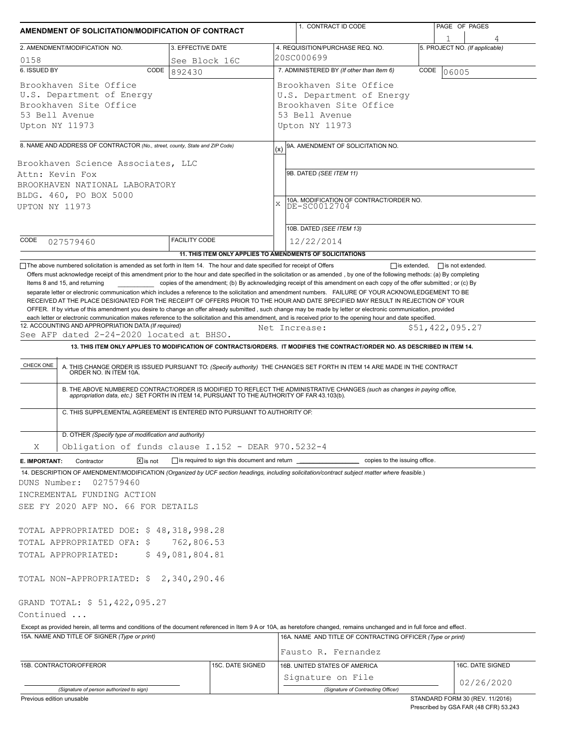# AMENDMENT OF SOLICITATION/MODIFICATION OF CONTRACT

| 1. CONTRACT ID CODE | PAGE OF PAGES |
|---|---|
| | 1 of 4 |

| 2. AMENDMENT/MODIFICATION NO. | 3. EFFECTIVE DATE | 4. REQUISITION/PURCHASE REQ. NO. | 5. PROJECT NO. (If applicable) |
|---|---|---|---|
| 0158 | See Block 16C | 20SC000699 | |

| 6. ISSUED BY CODE 892430 | 7. ADMINISTERED BY (If other than Item 6) CODE 06005 |
|---|---|
| Brookhaven Site Office<br>U.S. Department of Energy<br>Brookhaven Site Office<br>53 Bell Avenue<br>Upton NY 11973 | Brookhaven Site Office<br>U.S. Department of Energy<br>Brookhaven Site Office<br>53 Bell Avenue<br>Upton NY 11973 |

**8. NAME AND ADDRESS OF CONTRACTOR** (No., street, county, State and ZIP Code)

Brookhaven Science Associates, LLC
Attn: Kevin Fox
BROOKHAVEN NATIONAL LABORATORY
BLDG. 460, PO BOX 5000
UPTON NY 11973

CODE 027579460 | FACILITY CODE

(x) 9A. AMENDMENT OF SOLICITATION NO.

9B. DATED (SEE ITEM 11)

X 10A. MODIFICATION OF CONTRACT/ORDER NO. DE-SC0012704

10B. DATED (SEE ITEM 13) 12/22/2014

**11. THIS ITEM ONLY APPLIES TO AMENDMENTS OF SOLICITATIONS**

☐ The above numbered solicitation is amended as set forth in Item 14. The hour and date specified for receipt of Offers ☐ is extended, ☐ is not extended.

Offers must acknowledge receipt of this amendment prior to the hour and date specified in the solicitation or as amended , by one of the following methods: (a) By completing Items 8 and 15, and returning \_\_\_\_\_\_\_\_\_\_ copies of the amendment; (b) By acknowledging receipt of this amendment on each copy of the offer submitted ; or (c) By separate letter or electronic communication which includes a reference to the solicitation and amendment numbers. FAILURE OF YOUR ACKNOWLEDGEMENT TO BE RECEIVED AT THE PLACE DESIGNATED FOR THE RECEIPT OF OFFERS PRIOR TO THE HOUR AND DATE SPECIFIED MAY RESULT IN REJECTION OF YOUR OFFER. If by virtue of this amendment you desire to change an offer already submitted , such change may be made by letter or electronic communication, provided each letter or electronic communication makes reference to the solicitation and this amendment, and is received prior to the opening hour and date specified.

**12. ACCOUNTING AND APPROPRIATION DATA** (If required)
See AFP dated 2-24-2020 located at BHSO. Net Increase: $51,422,095.27

**13. THIS ITEM ONLY APPLIES TO MODIFICATION OF CONTRACTS/ORDERS. IT MODIFIES THE CONTRACT/ORDER NO. AS DESCRIBED IN ITEM 14.**

| CHECK ONE | |
|---|---|
| | A. THIS CHANGE ORDER IS ISSUED PURSUANT TO: (Specify authority) THE CHANGES SET FORTH IN ITEM 14 ARE MADE IN THE CONTRACT ORDER NO. IN ITEM 10A. |
| | B. THE ABOVE NUMBERED CONTRACT/ORDER IS MODIFIED TO REFLECT THE ADMINISTRATIVE CHANGES (such as changes in paying office, appropriation data, etc.) SET FORTH IN ITEM 14, PURSUANT TO THE AUTHORITY OF FAR 43.103(b). |
| | C. THIS SUPPLEMENTAL AGREEMENT IS ENTERED INTO PURSUANT TO AUTHORITY OF: |
| X | D. OTHER (Specify type of modification and authority)<br>Obligation of funds clause I.152 - DEAR 970.5232-4 |

**E. IMPORTANT:** Contractor ☒ is not ☐ is required to sign this document and return \_\_\_\_\_\_\_\_ copies to the issuing office.

**14. DESCRIPTION OF AMENDMENT/MODIFICATION** (Organized by UCF section headings, including solicitation/contract subject matter where feasible.)

DUNS Number: 027579460

INCREMENTAL FUNDING ACTION

SEE FY 2020 AFP NO. 66 FOR DETAILS

TOTAL APPROPRIATED DOE: $ 48,318,998.28
TOTAL APPROPRIATED OFA: $ 762,806.53
TOTAL APPROPRIATED: $ 49,081,804.81

TOTAL NON-APPROPRIATED: $ 2,340,290.46

GRAND TOTAL: $ 51,422,095.27

Continued ...

Except as provided herein, all terms and conditions of the document referenced in Item 9 A or 10A, as heretofore changed, remains unchanged and in full force and effect.

| 15A. NAME AND TITLE OF SIGNER (Type or print) | | 16A. NAME AND TITLE OF CONTRACTING OFFICER (Type or print) | |
|---|---|---|---|
| | | Fausto R. Fernandez | |
| 15B. CONTRACTOR/OFFEROR | 15C. DATE SIGNED | 16B. UNITED STATES OF AMERICA | 16C. DATE SIGNED |
| (Signature of person authorized to sign) | | Signature on File<br>(Signature of Contracting Officer) | 02/26/2020 |

Previous edition unusable

STANDARD FORM 30 (REV. 11/2016)
Prescribed by GSA FAR (48 CFR) 53.243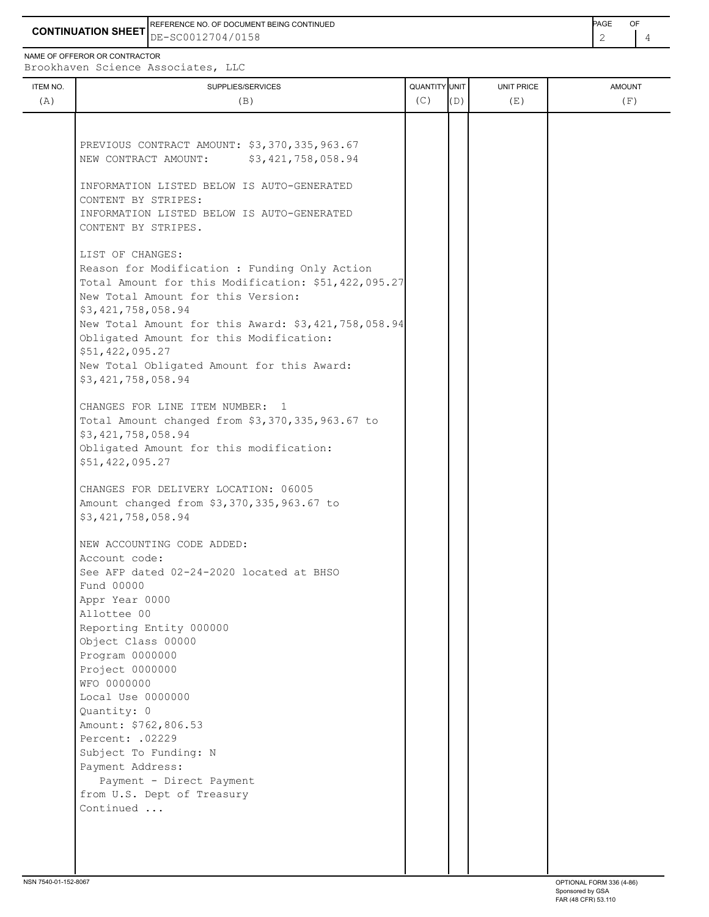**CONTINUATION SHEET**

REFERENCE NO. OF DOCUMENT BEING CONTINUED: DE-SC0012704/0158

NAME OF OFFEROR OR CONTRACTOR: Brookhaven Science Associates, LLC

| ITEM NO. (A) | SUPPLIES/SERVICES (B) | QUANTITY (C) | UNIT (D) | UNIT PRICE (E) | AMOUNT (F) |
|---|---|---|---|---|---|
| | PREVIOUS CONTRACT AMOUNT: $3,370,335,963.67<br>NEW CONTRACT AMOUNT: $3,421,758,058.94<br><br>INFORMATION LISTED BELOW IS AUTO-GENERATED CONTENT BY STRIPES:<br>INFORMATION LISTED BELOW IS AUTO-GENERATED CONTENT BY STRIPES.<br><br>LIST OF CHANGES:<br>Reason for Modification : Funding Only Action<br>Total Amount for this Modification: $51,422,095.27<br>New Total Amount for this Version: $3,421,758,058.94<br>New Total Amount for this Award: $3,421,758,058.94<br>Obligated Amount for this Modification: $51,422,095.27<br>New Total Obligated Amount for this Award: $3,421,758,058.94<br><br>CHANGES FOR LINE ITEM NUMBER: 1<br>Total Amount changed from $3,370,335,963.67 to $3,421,758,058.94<br>Obligated Amount for this modification: $51,422,095.27<br><br>CHANGES FOR DELIVERY LOCATION: 06005<br>Amount changed from $3,370,335,963.67 to $3,421,758,058.94<br><br>NEW ACCOUNTING CODE ADDED:<br>Account code:<br>See AFP dated 02-24-2020 located at BHSO<br>Fund 00000<br>Appr Year 0000<br>Allottee 00<br>Reporting Entity 000000<br>Object Class 00000<br>Program 0000000<br>Project 0000000<br>WFO 0000000<br>Local Use 0000000<br>Quantity: 0<br>Amount: $762,806.53<br>Percent: .02229<br>Subject To Funding: N<br>Payment Address:<br>Payment - Direct Payment from U.S. Dept of Treasury<br>Continued ... | | | | |

NSN 7540-01-152-8067

OPTIONAL FORM 336 (4-86)
Sponsored by GSA
FAR (48 CFR) 53.110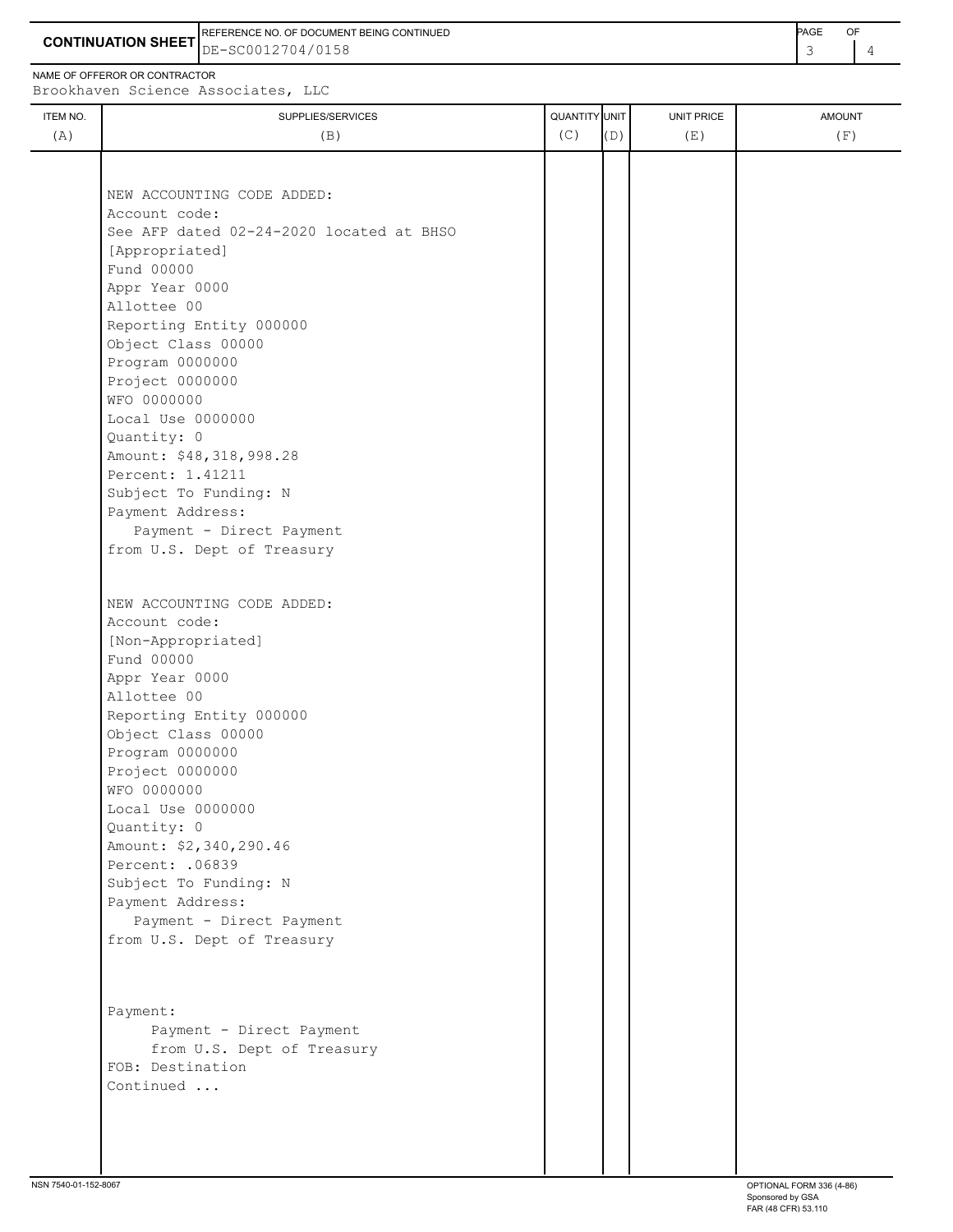**CONTINUATION SHEET**

REFERENCE NO. OF DOCUMENT BEING CONTINUED: DE-SC0012704/0158

NAME OF OFFEROR OR CONTRACTOR: Brookhaven Science Associates, LLC

| ITEM NO. (A) | SUPPLIES/SERVICES (B) | QUANTITY (C) | UNIT (D) | UNIT PRICE (E) | AMOUNT (F) |
|---|---|---|---|---|---|
| | NEW ACCOUNTING CODE ADDED:<br>Account code:<br>See AFP dated 02-24-2020 located at BHSO<br>[Appropriated]<br>Fund 00000<br>Appr Year 0000<br>Allottee 00<br>Reporting Entity 000000<br>Object Class 00000<br>Program 0000000<br>Project 0000000<br>WFO 0000000<br>Local Use 0000000<br>Quantity: 0<br>Amount: $48,318,998.28<br>Percent: 1.41211<br>Subject To Funding: N<br>Payment Address:<br>Payment - Direct Payment<br>from U.S. Dept of Treasury | | | | |
| | NEW ACCOUNTING CODE ADDED:<br>Account code:<br>[Non-Appropriated]<br>Fund 00000<br>Appr Year 0000<br>Allottee 00<br>Reporting Entity 000000<br>Object Class 00000<br>Program 0000000<br>Project 0000000<br>WFO 0000000<br>Local Use 0000000<br>Quantity: 0<br>Amount: $2,340,290.46<br>Percent: .06839<br>Subject To Funding: N<br>Payment Address:<br>Payment - Direct Payment<br>from U.S. Dept of Treasury | | | | |
| | Payment:<br>Payment - Direct Payment<br>from U.S. Dept of Treasury<br>FOB: Destination<br>Continued ... | | | | |

NSN 7540-01-152-8067

OPTIONAL FORM 336 (4-86)
Sponsored by GSA
FAR (48 CFR) 53.110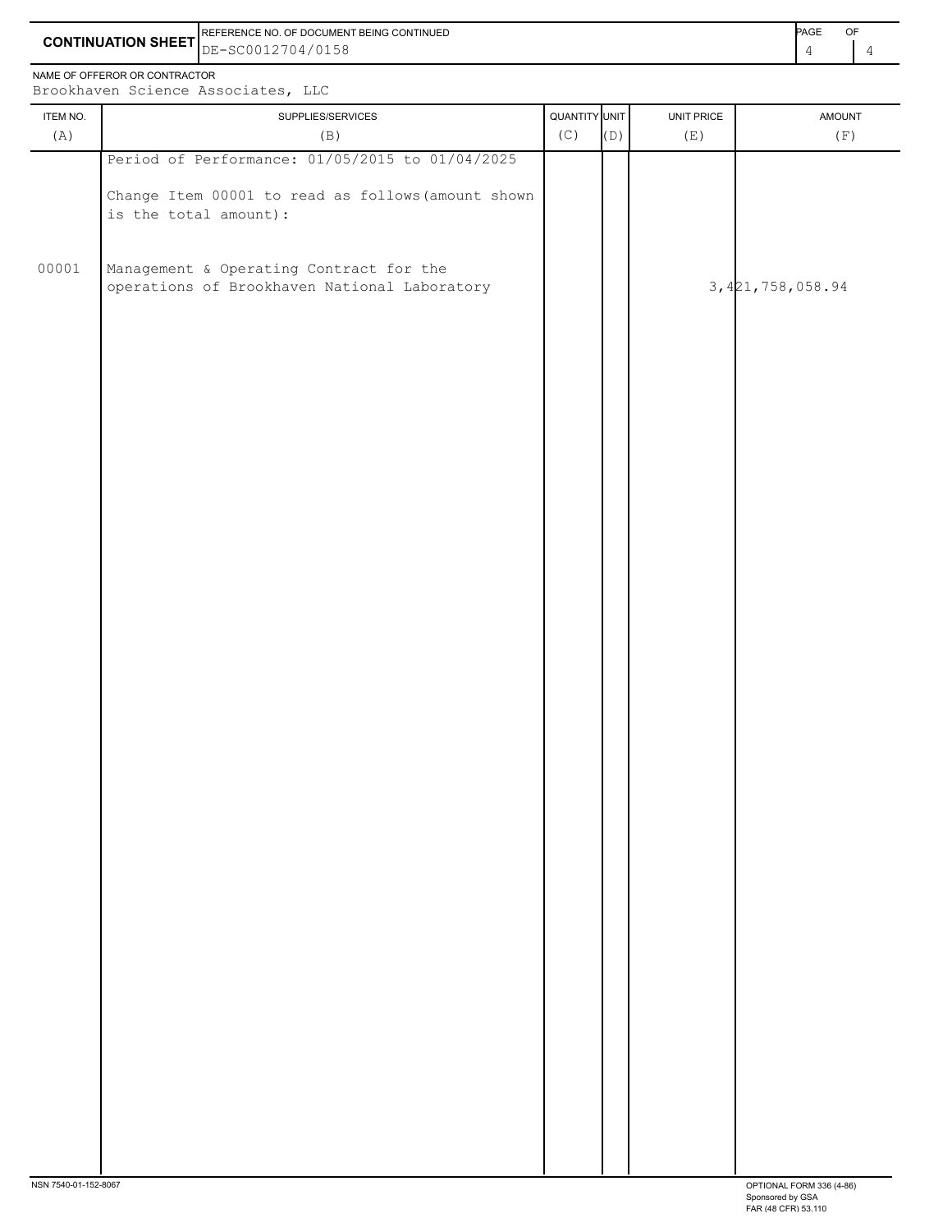**CONTINUATION SHEET**

REFERENCE NO. OF DOCUMENT BEING CONTINUED: DE-SC0012704/0158

NAME OF OFFEROR OR CONTRACTOR: Brookhaven Science Associates, LLC

| ITEM NO. (A) | SUPPLIES/SERVICES (B) | QUANTITY (C) | UNIT (D) | UNIT PRICE (E) | AMOUNT (F) |
|---|---|---|---|---|---|
| | Period of Performance: 01/05/2015 to 01/04/2025 | | | | |
| | Change Item 00001 to read as follows(amount shown is the total amount): | | | | |
| 00001 | Management & Operating Contract for the operations of Brookhaven National Laboratory | | | | 3,421,758,058.94 |

NSN 7540-01-152-8067

OPTIONAL FORM 336 (4-86)
Sponsored by GSA
FAR (48 CFR) 53.110